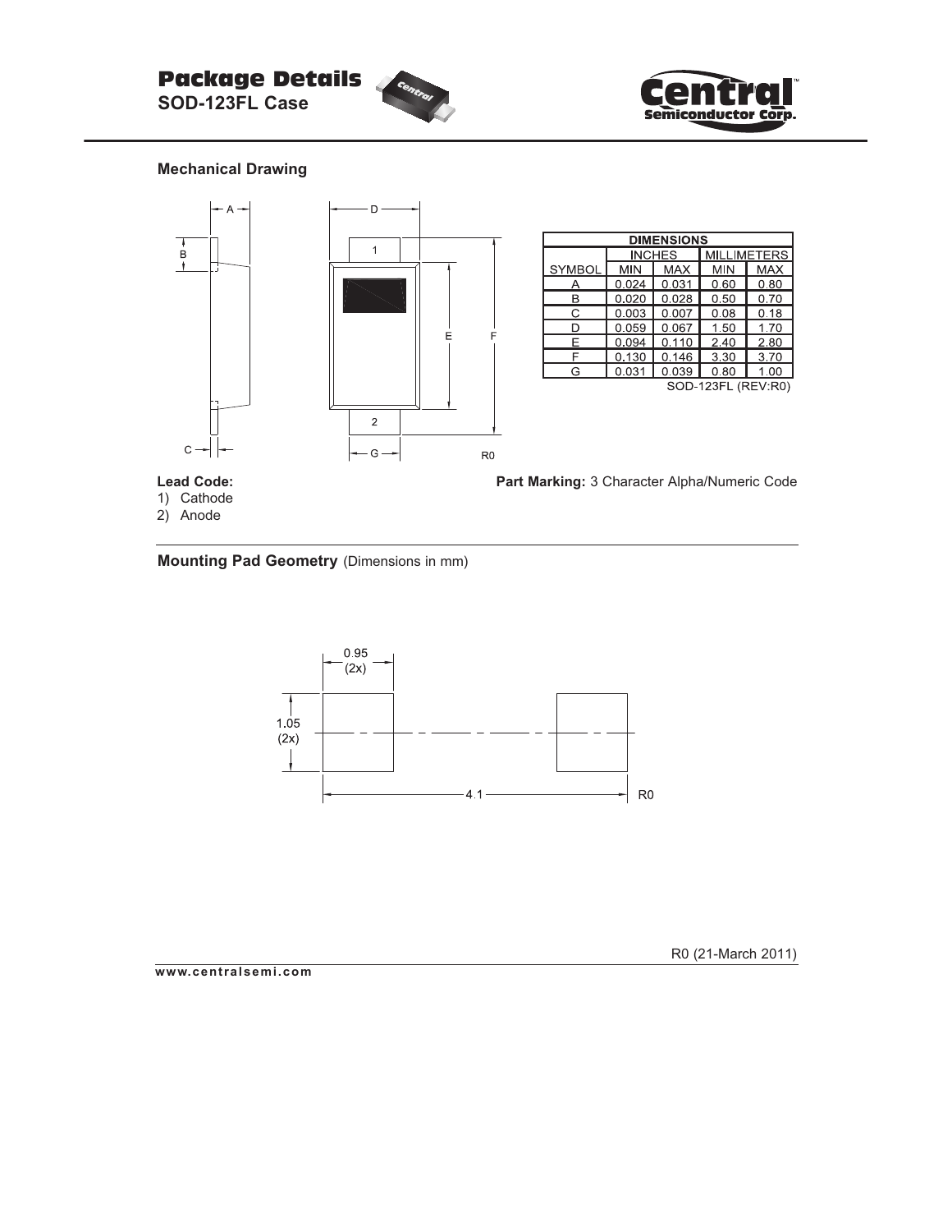# Package Details

**SOD-123FL Case**

Central Semiconductor Corp.

## Mechanical Drawing

| DIMENSIONS | | | | |
|---|---|---|---|---|
| | INCHES | | MILLIMETERS | |
| SYMBOL | MIN | MAX | MIN | MAX |
| A | 0.024 | 0.031 | 0.60 | 0.80 |
| B | 0.020 | 0.028 | 0.50 | 0.70 |
| C | 0.003 | 0.007 | 0.08 | 0.18 |
| D | 0.059 | 0.067 | 1.50 | 1.70 |
| E | 0.094 | 0.110 | 2.40 | 2.80 |
| F | 0.130 | 0.146 | 3.30 | 3.70 |
| G | 0.031 | 0.039 | 0.80 | 1.00 |

SOD-123FL (REV:R0)

R0

**Lead Code:**
1) Cathode
2) Anode

**Part Marking:** 3 Character Alpha/Numeric Code

## Mounting Pad Geometry (Dimensions in mm)

0.95 (2x)

1.05 (2x)

4.1

R0

R0 (21-March 2011)

www.centralsemi.com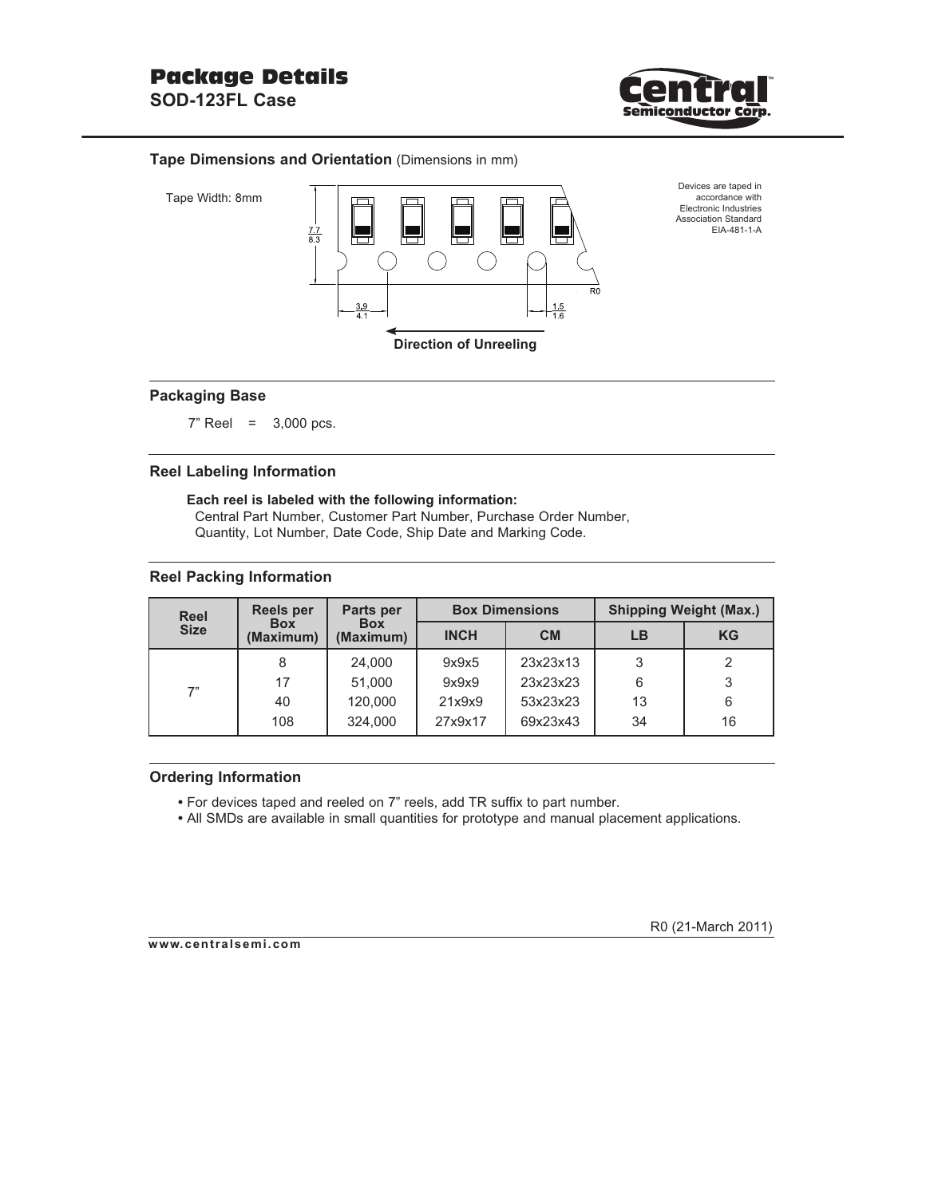# Package Details

**SOD-123FL Case**

### Tape Dimensions and Orientation (Dimensions in mm)

Tape Width: 8mm

7.7
8.3

3.9
4.1

1.5
1.6

R0

**Direction of Unreeling**

Devices are taped in accordance with Electronic Industries Association Standard EIA-481-1-A

### Packaging Base

7" Reel = 3,000 pcs.

### Reel Labeling Information

**Each reel is labeled with the following information:**
Central Part Number, Customer Part Number, Purchase Order Number, Quantity, Lot Number, Date Code, Ship Date and Marking Code.

### Reel Packing Information

| Reel Size | Reels per Box (Maximum) | Parts per Box (Maximum) | Box Dimensions | | Shipping Weight (Max.) | |
|---|---|---|---|---|---|---|
| | | | INCH | CM | LB | KG |
| 7" | 8 | 24,000 | 9x9x5 | 23x23x13 | 3 | 2 |
| | 17 | 51,000 | 9x9x9 | 23x23x23 | 6 | 3 |
| | 40 | 120,000 | 21x9x9 | 53x23x23 | 13 | 6 |
| | 108 | 324,000 | 27x9x17 | 69x23x43 | 34 | 16 |

### Ordering Information

- For devices taped and reeled on 7" reels, add TR suffix to part number.
- All SMDs are available in small quantities for prototype and manual placement applications.

R0 (21-March 2011)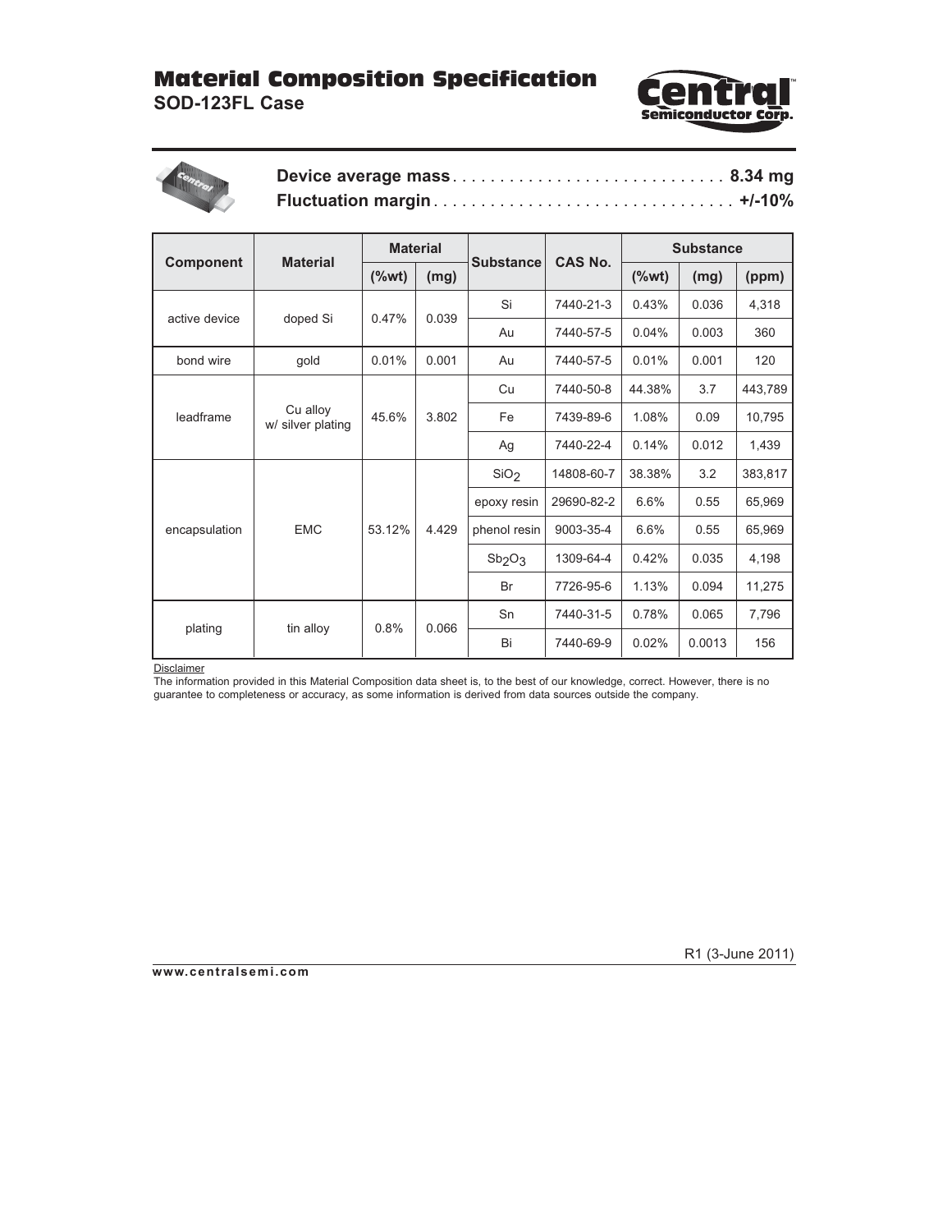# Material Composition Specification

## SOD-123FL Case

**Device average mass** . . . . . . . . . . . . . . . . . . . . . . . . . . . . . **8.34 mg**
**Fluctuation margin** . . . . . . . . . . . . . . . . . . . . . . . . . . . . . . . **+/-10%**

| Component | Material | Material | | Substance | CAS No. | Substance | | |
|---|---|---|---|---|---|---|---|---|
| | | (%wt) | (mg) | | | (%wt) | (mg) | (ppm) |
| active device | doped Si | 0.47% | 0.039 | Si | 7440-21-3 | 0.43% | 0.036 | 4,318 |
| | | | | Au | 7440-57-5 | 0.04% | 0.003 | 360 |
| bond wire | gold | 0.01% | 0.001 | Au | 7440-57-5 | 0.01% | 0.001 | 120 |
| leadframe | Cu alloy w/ silver plating | 45.6% | 3.802 | Cu | 7440-50-8 | 44.38% | 3.7 | 443,789 |
| | | | | Fe | 7439-89-6 | 1.08% | 0.09 | 10,795 |
| | | | | Ag | 7440-22-4 | 0.14% | 0.012 | 1,439 |
| encapsulation | EMC | 53.12% | 4.429 | $SiO_2$ | 14808-60-7 | 38.38% | 3.2 | 383,817 |
| | | | | epoxy resin | 29690-82-2 | 6.6% | 0.55 | 65,969 |
| | | | | phenol resin | 9003-35-4 | 6.6% | 0.55 | 65,969 |
| | | | | $Sb_2O_3$ | 1309-64-4 | 0.42% | 0.035 | 4,198 |
| | | | | Br | 7726-95-6 | 1.13% | 0.094 | 11,275 |
| plating | tin alloy | 0.8% | 0.066 | Sn | 7440-31-5 | 0.78% | 0.065 | 7,796 |
| | | | | Bi | 7440-69-9 | 0.02% | 0.0013 | 156 |

Disclaimer

The information provided in this Material Composition data sheet is, to the best of our knowledge, correct. However, there is no guarantee to completeness or accuracy, as some information is derived from data sources outside the company.

R1 (3-June 2011)